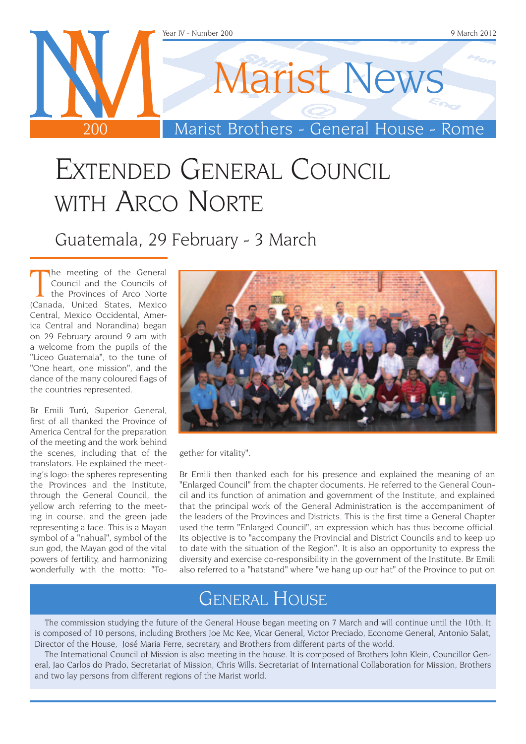Year IV - Number 200 — 9 March 2012

# Marist News

Marist Brothers - General House - Rome

# Extended General Council with Arco Norte

## Guatemala, 29 February - 3 March

The meeting of the General Council and the Councils of the Provinces of Arco Norte (Canada, United States, Mexico Central, Mexico Occidental, America Central and Norandina) began on 29 February around 9 am with a welcome from the pupils of the "Liceo Guatemala", to the tune of "One heart, one mission", and the dance of the many coloured flags of the countries represented.

Br Emili Turú, Superior General, first of all thanked the Province of America Central for the preparation of the meeting and the work behind the scenes, including that of the translators. He explained the meeting's logo: the spheres representing the Provinces and the Institute, through the General Council, the yellow arch referring to the meeting in course, and the green jade representing a face. This is a Mayan symbol of a "nahual", symbol of the sun god, the Mayan god of the vital powers of fertility, and harmonizing wonderfully with the motto: "Together for vitality".

Br Emili then thanked each for his presence and explained the meaning of an "Enlarged Council" from the chapter documents. He referred to the General Council and its function of animation and government of the Institute, and explained that the principal work of the General Administration is the accompaniment of the leaders of the Provinces and Districts. This is the first time a General Chapter used the term "Enlarged Council", an expression which has thus become official. Its objective is to "accompany the Provincial and District Councils and to keep up to date with the situation of the Region". It is also an opportunity to express the diversity and exercise co-responsibility in the government of the Institute. Br Emili also referred to a "hatstand" where "we hang up our hat" of the Province to put on

## General House

The commission studying the future of the General House began meeting on 7 March and will continue until the 10th. It is composed of 10 persons, including Brothers Joe Mc Kee, Vicar General, Victor Preciado, Econome General, Antonio Salat, Director of the House, José Maria Ferre, secretary, and Brothers from different parts of the world.

The International Council of Mission is also meeting in the house. It is composed of Brothers John Klein, Councillor General, Jao Carlos do Prado, Secretariat of Mission, Chris Wills, Secretariat of International Collaboration for Mission, Brothers and two lay persons from different regions of the Marist world.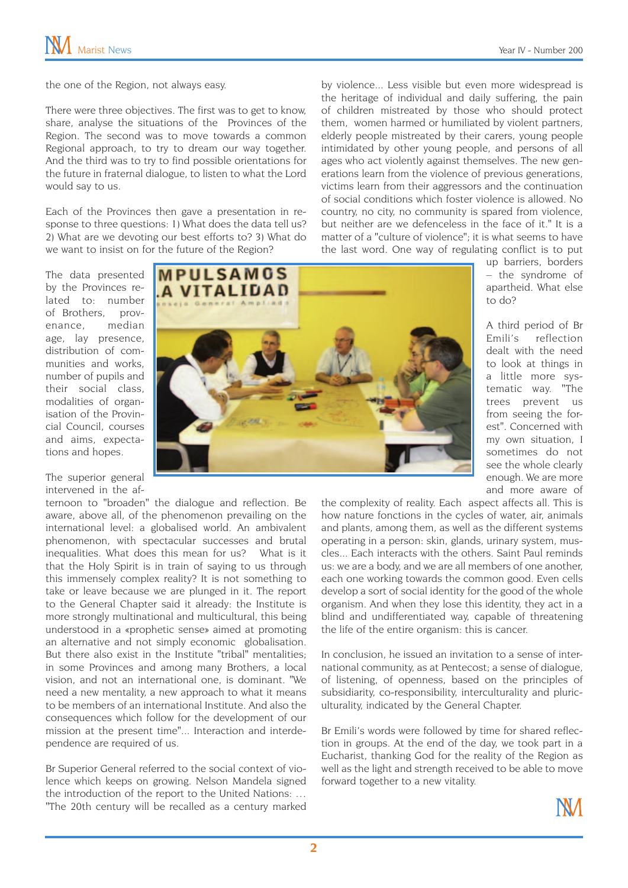the one of the Region, not always easy.

There were three objectives. The first was to get to know, share, analyse the situations of the Provinces of the Region. The second was to move towards a common Regional approach, to try to dream our way together. And the third was to try to find possible orientations for the future in fraternal dialogue, to listen to what the Lord would say to us.

Each of the Provinces then gave a presentation in response to three questions: 1) What does the data tell us? 2) What are we devoting our best efforts to? 3) What do we want to insist on for the future of the Region?

The data presented by the Provinces related to: number of Brothers, provenance, median age, lay presence, distribution of communities and works, number of pupils and their social class, modalities of organisation of the Provincial Council, courses and aims, expectations and hopes.

The superior general intervened in the afternoon to "broaden" the dialogue and reflection. Be aware, above all, of the phenomenon prevailing on the international level: a globalised world. An ambivalent phenomenon, with spectacular successes and brutal inequalities. What does this mean for us? What is it that the Holy Spirit is in train of saying to us through this immensely complex reality? It is not something to take or leave because we are plunged in it. The report to the General Chapter said it already: the Institute is more strongly multinational and multicultural, this being understood in a «prophetic sense» aimed at promoting an alternative and not simply economic globalisation. But there also exist in the Institute "tribal" mentalities; in some Provinces and among many Brothers, a local vision, and not an international one, is dominant. "We need a new mentality, a new approach to what it means to be members of an international Institute. And also the consequences which follow for the development of our mission at the present time"... Interaction and interdependence are required of us.

Br Superior General referred to the social context of violence which keeps on growing. Nelson Mandela signed the introduction of the report to the United Nations: … "The 20th century will be recalled as a century marked by violence... Less visible but even more widespread is the heritage of individual and daily suffering, the pain of children mistreated by those who should protect them, women harmed or humiliated by violent partners, elderly people mistreated by their carers, young people intimidated by other young people, and persons of all ages who act violently against themselves. The new generations learn from the violence of previous generations, victims learn from their aggressors and the continuation of social conditions which foster violence is allowed. No country, no city, no community is spared from violence, but neither are we defenceless in the face of it." It is a matter of a "culture of violence"; it is what seems to have the last word. One way of regulating conflict is to put up barriers, borders – the syndrome of apartheid. What else to do?

A third period of Br Emili's reflection dealt with the need to look at things in a little more systematic way. "The trees prevent us from seeing the forest". Concerned with my own situation, I sometimes do not see the whole clearly enough. We are more and more aware of the complexity of reality. Each aspect affects all. This is how nature fonctions in the cycles of water, air, animals and plants, among them, as well as the different systems operating in a person: skin, glands, urinary system, muscles... Each interacts with the others. Saint Paul reminds us: we are a body, and we are all members of one another, each one working towards the common good. Even cells develop a sort of social identity for the good of the whole organism. And when they lose this identity, they act in a blind and undifferentiated way, capable of threatening the life of the entire organism: this is cancer.

In conclusion, he issued an invitation to a sense of international community, as at Pentecost; a sense of dialogue, of listening, of openness, based on the principles of subsidiarity, co-responsibility, interculturality and pluriculturality, indicated by the General Chapter.

Br Emili's words were followed by time for shared reflection in groups. At the end of the day, we took part in a Eucharist, thanking God for the reality of the Region as well as the light and strength received to be able to move forward together to a new vitality.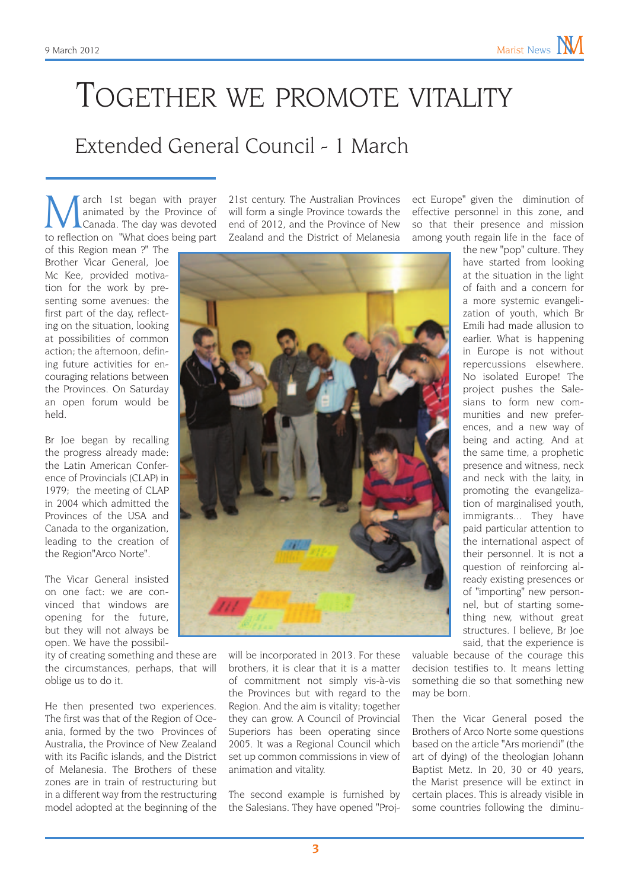# Together we promote vitality

## Extended General Council - 1 March

March 1st began with prayer animated by the Province of Canada. The day was devoted to reflection on "What does being part of this Region mean ?" The Brother Vicar General, Joe Mc Kee, provided motivation for the work by presenting some avenues: the first part of the day, reflecting on the situation, looking at possibilities of common action; the afternoon, defining future activities for encouraging relations between the Provinces. On Saturday an open forum would be held.

Br Joe began by recalling the progress already made: the Latin American Conference of Provincials (CLAP) in 1979; the meeting of CLAP in 2004 which admitted the Provinces of the USA and Canada to the organization, leading to the creation of the Region"Arco Norte".

The Vicar General insisted on one fact: we are convinced that windows are opening for the future, but they will not always be open. We have the possibility of creating something and these are the circumstances, perhaps, that will oblige us to do it.

He then presented two experiences. The first was that of the Region of Oceania, formed by the two Provinces of Australia, the Province of New Zealand with its Pacific islands, and the District of Melanesia. The Brothers of these zones are in train of restructuring but in a different way from the restructuring model adopted at the beginning of the 21st century. The Australian Provinces will form a single Province towards the end of 2012, and the Province of New Zealand and the District of Melanesia will be incorporated in 2013. For these brothers, it is clear that it is a matter of commitment not simply vis-à-vis the Provinces but with regard to the Region. And the aim is vitality; together they can grow. A Council of Provincial Superiors has been operating since 2005. It was a Regional Council which set up common commissions in view of animation and vitality.

The second example is furnished by the Salesians. They have opened "Project Europe" given the diminution of effective personnel in this zone, and so that their presence and mission among youth regain life in the face of the new "pop" culture. They have started from looking at the situation in the light of faith and a concern for a more systemic evangelization of youth, which Br Emili had made allusion to earlier. What is happening in Europe is not without repercussions elsewhere. No isolated Europe! The project pushes the Salesians to form new communities and new preferences, and a new way of being and acting. And at the same time, a prophetic presence and witness, neck and neck with the laity, in promoting the evangelization of marginalised youth, immigrants... They have paid particular attention to the international aspect of their personnel. It is not a question of reinforcing already existing presences or of "importing" new personnel, but of starting something new, without great structures. I believe, Br Joe said, that the experience is valuable because of the courage this decision testifies to. It means letting something die so that something new may be born.

Then the Vicar General posed the Brothers of Arco Norte some questions based on the article "Ars moriendi" (the art of dying) of the theologian Johann Baptist Metz. In 20, 30 or 40 years, the Marist presence will be extinct in certain places. This is already visible in some countries following the diminu-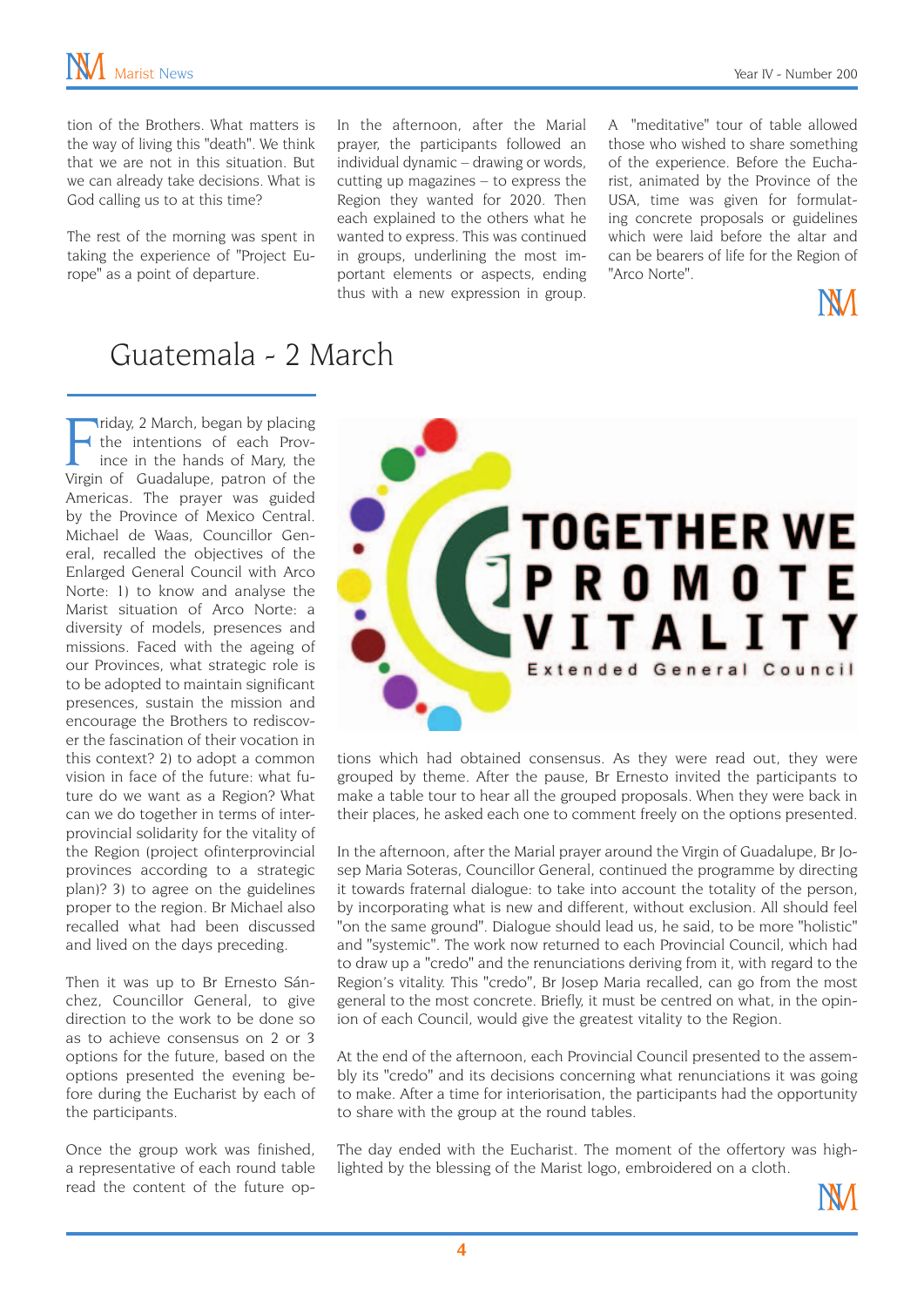tion of the Brothers. What matters is the way of living this "death". We think that we are not in this situation. But we can already take decisions. What is God calling us to at this time?

The rest of the morning was spent in taking the experience of "Project Europe" as a point of departure.

In the afternoon, after the Marial prayer, the participants followed an individual dynamic – drawing or words, cutting up magazines – to express the Region they wanted for 2020. Then each explained to the others what he wanted to express. This was continued in groups, underlining the most important elements or aspects, ending thus with a new expression in group.

A "meditative" tour of table allowed those who wished to share something of the experience. Before the Eucharist, animated by the Province of the USA, time was given for formulating concrete proposals or guidelines which were laid before the altar and can be bearers of life for the Region of "Arco Norte".

# Guatemala - 2 March

Friday, 2 March, began by placing the intentions of each Province in the hands of Mary, the Virgin of Guadalupe, patron of the Americas. The prayer was guided by the Province of Mexico Central. Michael de Waas, Councillor General, recalled the objectives of the Enlarged General Council with Arco Norte: 1) to know and analyse the Marist situation of Arco Norte: a diversity of models, presences and missions. Faced with the ageing of our Provinces, what strategic role is to be adopted to maintain significant presences, sustain the mission and encourage the Brothers to rediscover the fascination of their vocation in this context? 2) to adopt a common vision in face of the future: what future do we want as a Region? What can we do together in terms of interprovincial solidarity for the vitality of the Region (project ofinterprovincial provinces according to a strategic plan)? 3) to agree on the guidelines proper to the region. Br Michael also recalled what had been discussed and lived on the days preceding.

Then it was up to Br Ernesto Sánchez, Councillor General, to give direction to the work to be done so as to achieve consensus on 2 or 3 options for the future, based on the options presented the evening before during the Eucharist by each of the participants.

Once the group work was finished, a representative of each round table read the content of the future options which had obtained consensus. As they were read out, they were grouped by theme. After the pause, Br Ernesto invited the participants to make a table tour to hear all the grouped proposals. When they were back in their places, he asked each one to comment freely on the options presented.

TOGETHER WE PROMOTE VITALITY
Extended General Council

In the afternoon, after the Marial prayer around the Virgin of Guadalupe, Br Josep Maria Soteras, Councillor General, continued the programme by directing it towards fraternal dialogue: to take into account the totality of the person, by incorporating what is new and different, without exclusion. All should feel "on the same ground". Dialogue should lead us, he said, to be more "holistic" and "systemic". The work now returned to each Provincial Council, which had to draw up a "credo" and the renunciations deriving from it, with regard to the Region's vitality. This "credo", Br Josep Maria recalled, can go from the most general to the most concrete. Briefly, it must be centred on what, in the opinion of each Council, would give the greatest vitality to the Region.

At the end of the afternoon, each Provincial Council presented to the assembly its "credo" and its decisions concerning what renunciations it was going to make. After a time for interiorisation, the participants had the opportunity to share with the group at the round tables.

The day ended with the Eucharist. The moment of the offertory was highlighted by the blessing of the Marist logo, embroidered on a cloth.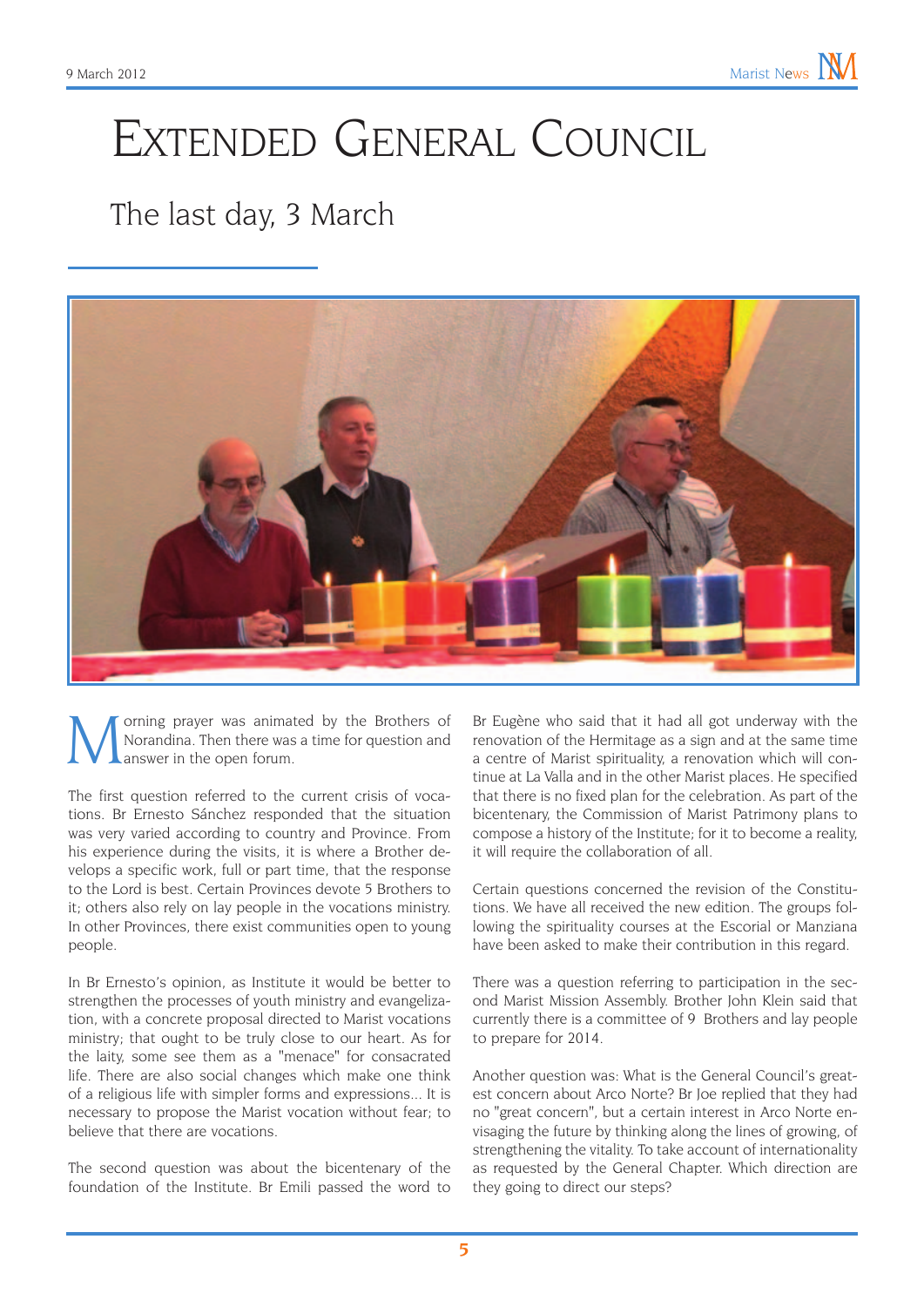# Extended General Council

## The last day, 3 March

Morning prayer was animated by the Brothers of Norandina. Then there was a time for question and answer in the open forum.

The first question referred to the current crisis of vocations. Br Ernesto Sánchez responded that the situation was very varied according to country and Province. From his experience during the visits, it is where a Brother develops a specific work, full or part time, that the response to the Lord is best. Certain Provinces devote 5 Brothers to it; others also rely on lay people in the vocations ministry. In other Provinces, there exist communities open to young people.

In Br Ernesto's opinion, as Institute it would be better to strengthen the processes of youth ministry and evangelization, with a concrete proposal directed to Marist vocations ministry; that ought to be truly close to our heart. As for the laity, some see them as a "menace" for consacrated life. There are also social changes which make one think of a religious life with simpler forms and expressions... It is necessary to propose the Marist vocation without fear; to believe that there are vocations.

The second question was about the bicentenary of the foundation of the Institute. Br Emili passed the word to Br Eugène who said that it had all got underway with the renovation of the Hermitage as a sign and at the same time a centre of Marist spirituality, a renovation which will continue at La Valla and in the other Marist places. He specified that there is no fixed plan for the celebration. As part of the bicentenary, the Commission of Marist Patrimony plans to compose a history of the Institute; for it to become a reality, it will require the collaboration of all.

Certain questions concerned the revision of the Constitutions. We have all received the new edition. The groups following the spirituality courses at the Escorial or Manziana have been asked to make their contribution in this regard.

There was a question referring to participation in the second Marist Mission Assembly. Brother John Klein said that currently there is a committee of 9 Brothers and lay people to prepare for 2014.

Another question was: What is the General Council's greatest concern about Arco Norte? Br Joe replied that they had no "great concern", but a certain interest in Arco Norte envisaging the future by thinking along the lines of growing, of strengthening the vitality. To take account of internationality as requested by the General Chapter. Which direction are they going to direct our steps?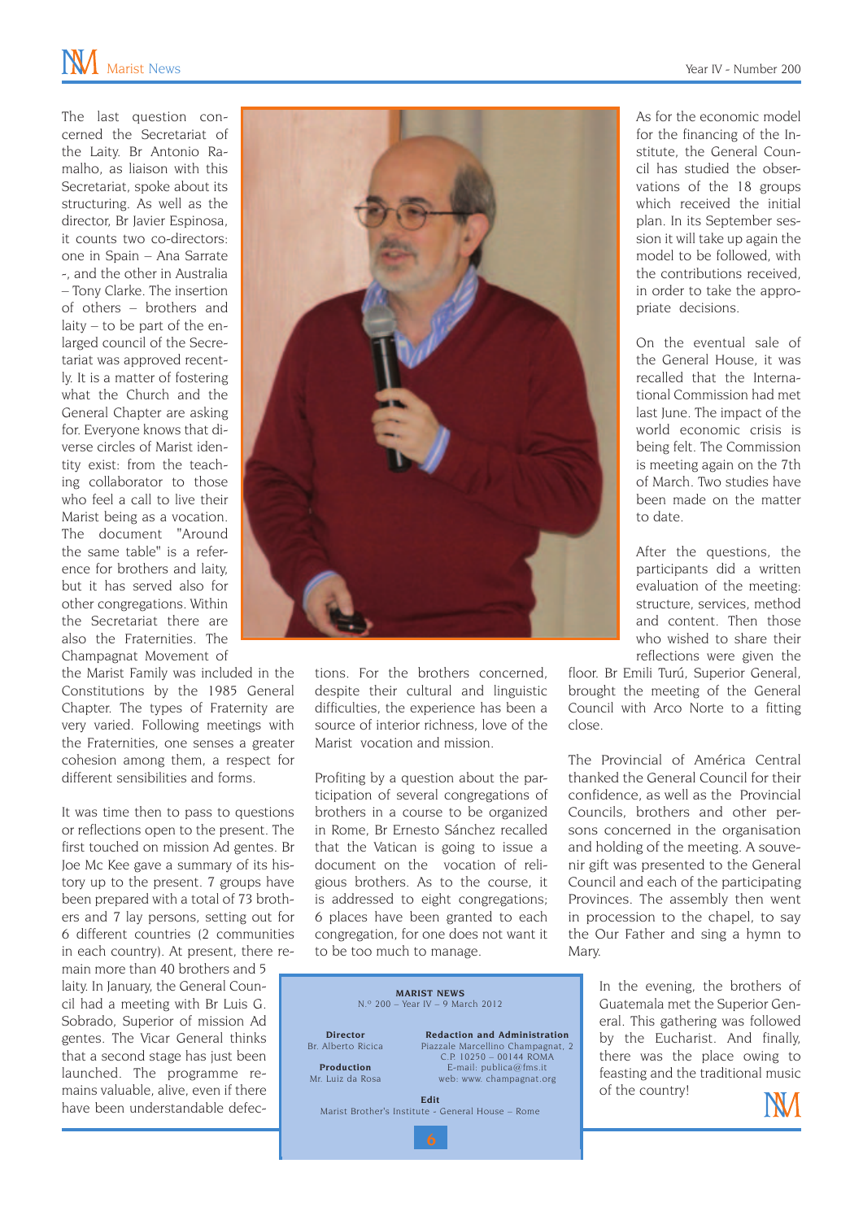The last question concerned the Secretariat of the Laity. Br Antonio Ramalho, as liaison with this Secretariat, spoke about its structuring. As well as the director, Br Javier Espinosa, it counts two co-directors: one in Spain – Ana Sarrate -, and the other in Australia – Tony Clarke. The insertion of others – brothers and laity – to be part of the enlarged council of the Secretariat was approved recently. It is a matter of fostering what the Church and the General Chapter are asking for. Everyone knows that diverse circles of Marist identity exist: from the teaching collaborator to those who feel a call to live their Marist being as a vocation. The document "Around the same table" is a reference for brothers and laity, but it has served also for other congregations. Within the Secretariat there are also the Fraternities. The Champagnat Movement of the Marist Family was included in the Constitutions by the 1985 General Chapter. The types of Fraternity are very varied. Following meetings with the Fraternities, one senses a greater cohesion among them, a respect for different sensibilities and forms.

It was time then to pass to questions or reflections open to the present. The first touched on mission Ad gentes. Br Joe Mc Kee gave a summary of its history up to the present. 7 groups have been prepared with a total of 73 brothers and 7 lay persons, setting out for 6 different countries (2 communities in each country). At present, there remain more than 40 brothers and 5 laity. In January, the General Council had a meeting with Br Luis G. Sobrado, Superior of mission Ad gentes. The Vicar General thinks that a second stage has just been launched. The programme remains valuable, alive, even if there have been understandable defections. For the brothers concerned, despite their cultural and linguistic difficulties, the experience has been a source of interior richness, love of the Marist vocation and mission.

Profiting by a question about the participation of several congregations of brothers in a course to be organized in Rome, Br Ernesto Sánchez recalled that the Vatican is going to issue a document on the vocation of religious brothers. As to the course, it is addressed to eight congregations; 6 places have been granted to each congregation, for one does not want it to be too much to manage.

As for the economic model for the financing of the Institute, the General Council has studied the observations of the 18 groups which received the initial plan. In its September session it will take up again the model to be followed, with the contributions received, in order to take the appropriate decisions.

On the eventual sale of the General House, it was recalled that the International Commission had met last June. The impact of the world economic crisis is being felt. The Commission is meeting again on the 7th of March. Two studies have been made on the matter to date.

After the questions, the participants did a written evaluation of the meeting: structure, services, method and content. Then those who wished to share their reflections were given the floor. Br Emili Turú, Superior General, brought the meeting of the General Council with Arco Norte to a fitting close.

The Provincial of América Central thanked the General Council for their confidence, as well as the Provincial Councils, brothers and other persons concerned in the organisation and holding of the meeting. A souvenir gift was presented to the General Council and each of the participating Provinces. The assembly then went in procession to the chapel, to say the Our Father and sing a hymn to Mary.

In the evening, the brothers of Guatemala met the Superior General. This gathering was followed by the Eucharist. And finally, there was the place owing to feasting and the traditional music of the country!

---

**MARIST NEWS**
N.º 200 – Year IV – 9 March 2012

**Director**
Br. Alberto Ricica

**Production**
Mr. Luiz da Rosa

**Redaction and Administration**
Piazzale Marcellino Champagnat, 2
C.P. 10250 – 00144 ROMA
E-mail: publica@fms.it
web: www. champagnat.org

**Edit**
Marist Brother's Institute - General House – Rome